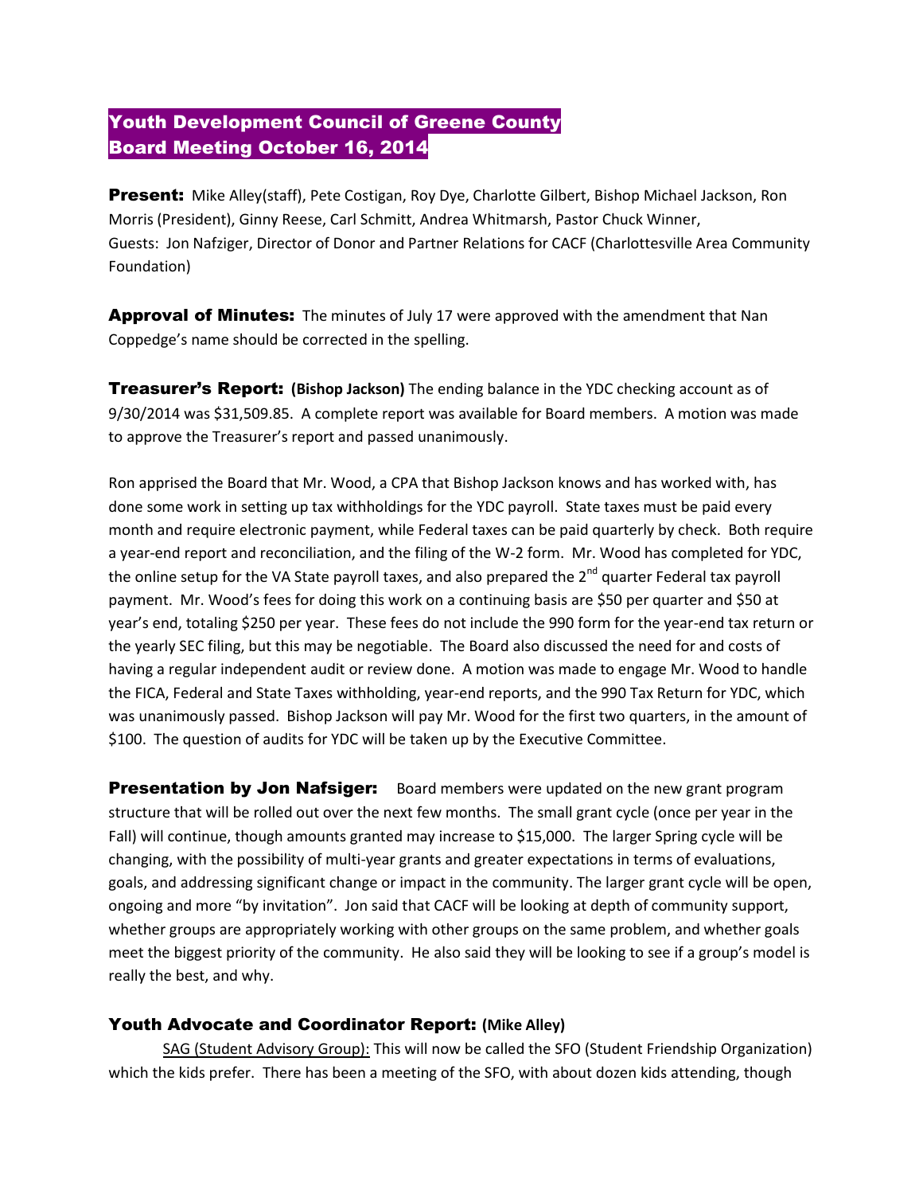# Youth Development Council of Greene County
# Board Meeting October 16, 2014

**Present:** Mike Alley(staff), Pete Costigan, Roy Dye, Charlotte Gilbert, Bishop Michael Jackson, Ron Morris (President), Ginny Reese, Carl Schmitt, Andrea Whitmarsh, Pastor Chuck Winner,
Guests: Jon Nafziger, Director of Donor and Partner Relations for CACF (Charlottesville Area Community Foundation)

**Approval of Minutes:** The minutes of July 17 were approved with the amendment that Nan Coppedge's name should be corrected in the spelling.

**Treasurer's Report:** **(Bishop Jackson)** The ending balance in the YDC checking account as of 9/30/2014 was $31,509.85. A complete report was available for Board members. A motion was made to approve the Treasurer's report and passed unanimously.

Ron apprised the Board that Mr. Wood, a CPA that Bishop Jackson knows and has worked with, has done some work in setting up tax withholdings for the YDC payroll. State taxes must be paid every month and require electronic payment, while Federal taxes can be paid quarterly by check. Both require a year-end report and reconciliation, and the filing of the W-2 form. Mr. Wood has completed for YDC, the online setup for the VA State payroll taxes, and also prepared the 2nd quarter Federal tax payroll payment. Mr. Wood's fees for doing this work on a continuing basis are $50 per quarter and $50 at year's end, totaling $250 per year. These fees do not include the 990 form for the year-end tax return or the yearly SEC filing, but this may be negotiable. The Board also discussed the need for and costs of having a regular independent audit or review done. A motion was made to engage Mr. Wood to handle the FICA, Federal and State Taxes withholding, year-end reports, and the 990 Tax Return for YDC, which was unanimously passed. Bishop Jackson will pay Mr. Wood for the first two quarters, in the amount of $100. The question of audits for YDC will be taken up by the Executive Committee.

**Presentation by Jon Nafsiger:** Board members were updated on the new grant program structure that will be rolled out over the next few months. The small grant cycle (once per year in the Fall) will continue, though amounts granted may increase to $15,000. The larger Spring cycle will be changing, with the possibility of multi-year grants and greater expectations in terms of evaluations, goals, and addressing significant change or impact in the community. The larger grant cycle will be open, ongoing and more "by invitation". Jon said that CACF will be looking at depth of community support, whether groups are appropriately working with other groups on the same problem, and whether goals meet the biggest priority of the community. He also said they will be looking to see if a group's model is really the best, and why.

## Youth Advocate and Coordinator Report: (Mike Alley)

SAG (Student Advisory Group): This will now be called the SFO (Student Friendship Organization) which the kids prefer. There has been a meeting of the SFO, with about dozen kids attending, though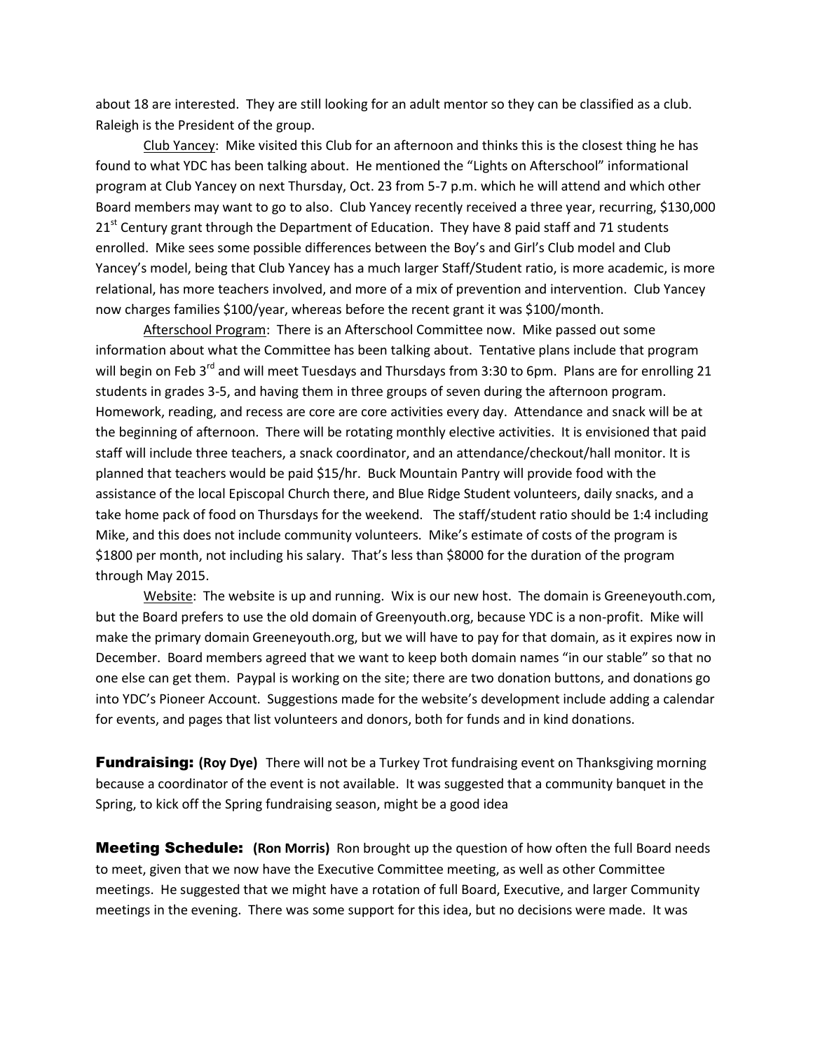about 18 are interested. They are still looking for an adult mentor so they can be classified as a club. Raleigh is the President of the group.

Club Yancey: Mike visited this Club for an afternoon and thinks this is the closest thing he has found to what YDC has been talking about. He mentioned the "Lights on Afterschool" informational program at Club Yancey on next Thursday, Oct. 23 from 5-7 p.m. which he will attend and which other Board members may want to go to also. Club Yancey recently received a three year, recurring, $130,000 21st Century grant through the Department of Education. They have 8 paid staff and 71 students enrolled. Mike sees some possible differences between the Boy's and Girl's Club model and Club Yancey's model, being that Club Yancey has a much larger Staff/Student ratio, is more academic, is more relational, has more teachers involved, and more of a mix of prevention and intervention. Club Yancey now charges families $100/year, whereas before the recent grant it was $100/month.

Afterschool Program: There is an Afterschool Committee now. Mike passed out some information about what the Committee has been talking about. Tentative plans include that program will begin on Feb 3rd and will meet Tuesdays and Thursdays from 3:30 to 6pm. Plans are for enrolling 21 students in grades 3-5, and having them in three groups of seven during the afternoon program. Homework, reading, and recess are core are core activities every day. Attendance and snack will be at the beginning of afternoon. There will be rotating monthly elective activities. It is envisioned that paid staff will include three teachers, a snack coordinator, and an attendance/checkout/hall monitor. It is planned that teachers would be paid $15/hr. Buck Mountain Pantry will provide food with the assistance of the local Episcopal Church there, and Blue Ridge Student volunteers, daily snacks, and a take home pack of food on Thursdays for the weekend. The staff/student ratio should be 1:4 including Mike, and this does not include community volunteers. Mike's estimate of costs of the program is $1800 per month, not including his salary. That's less than $8000 for the duration of the program through May 2015.

Website: The website is up and running. Wix is our new host. The domain is Greeneyouth.com, but the Board prefers to use the old domain of Greenyouth.org, because YDC is a non-profit. Mike will make the primary domain Greeneyouth.org, but we will have to pay for that domain, as it expires now in December. Board members agreed that we want to keep both domain names "in our stable" so that no one else can get them. Paypal is working on the site; there are two donation buttons, and donations go into YDC's Pioneer Account. Suggestions made for the website's development include adding a calendar for events, and pages that list volunteers and donors, both for funds and in kind donations.

**Fundraising: (Roy Dye)** There will not be a Turkey Trot fundraising event on Thanksgiving morning because a coordinator of the event is not available. It was suggested that a community banquet in the Spring, to kick off the Spring fundraising season, might be a good idea

**Meeting Schedule: (Ron Morris)** Ron brought up the question of how often the full Board needs to meet, given that we now have the Executive Committee meeting, as well as other Committee meetings. He suggested that we might have a rotation of full Board, Executive, and larger Community meetings in the evening. There was some support for this idea, but no decisions were made. It was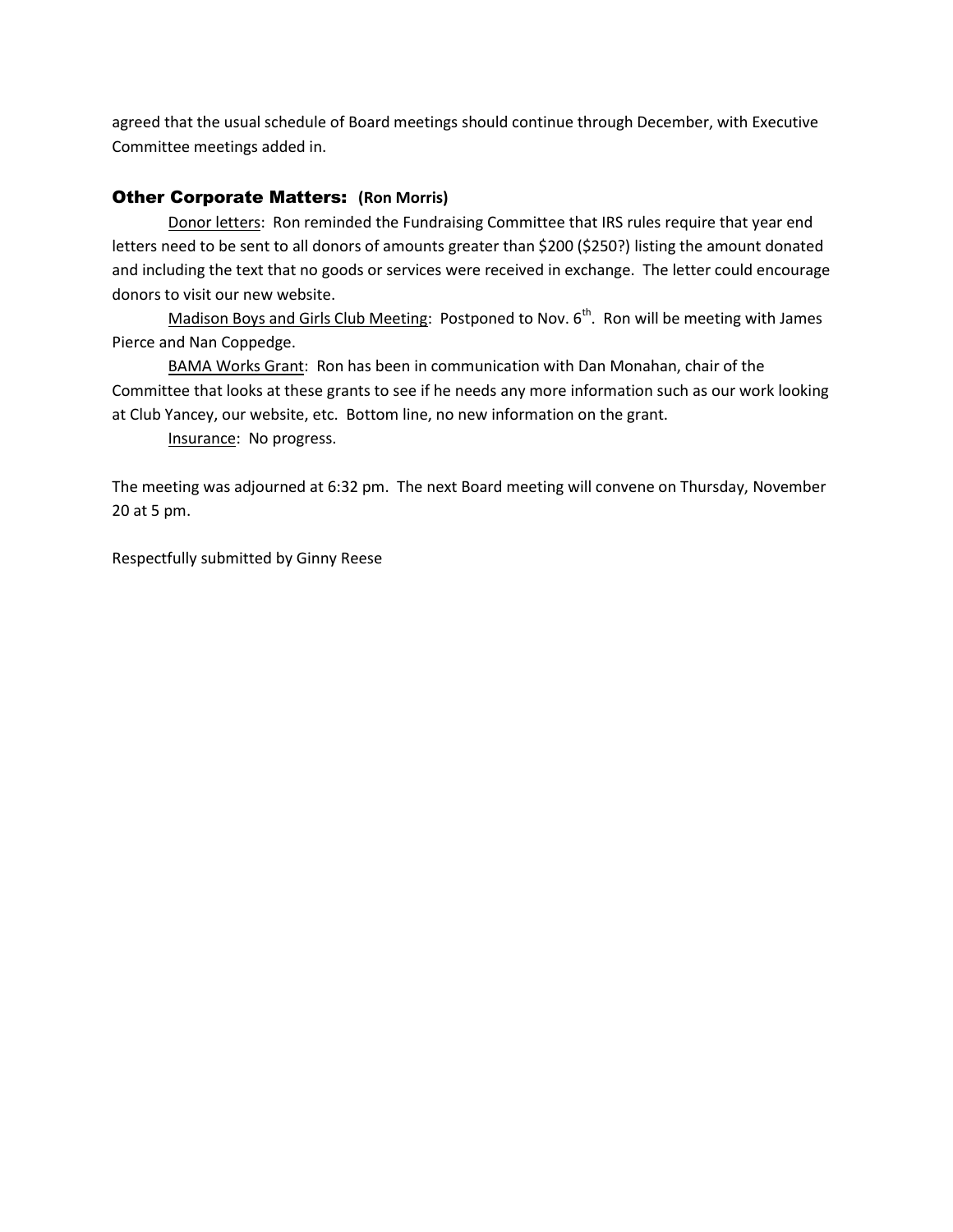agreed that the usual schedule of Board meetings should continue through December, with Executive Committee meetings added in.

## Other Corporate Matters: **(Ron Morris)**

Donor letters: Ron reminded the Fundraising Committee that IRS rules require that year end letters need to be sent to all donors of amounts greater than $200 ($250?) listing the amount donated and including the text that no goods or services were received in exchange. The letter could encourage donors to visit our new website.

Madison Boys and Girls Club Meeting: Postponed to Nov. 6th. Ron will be meeting with James Pierce and Nan Coppedge.

BAMA Works Grant: Ron has been in communication with Dan Monahan, chair of the Committee that looks at these grants to see if he needs any more information such as our work looking at Club Yancey, our website, etc. Bottom line, no new information on the grant.

Insurance: No progress.

The meeting was adjourned at 6:32 pm. The next Board meeting will convene on Thursday, November 20 at 5 pm.

Respectfully submitted by Ginny Reese